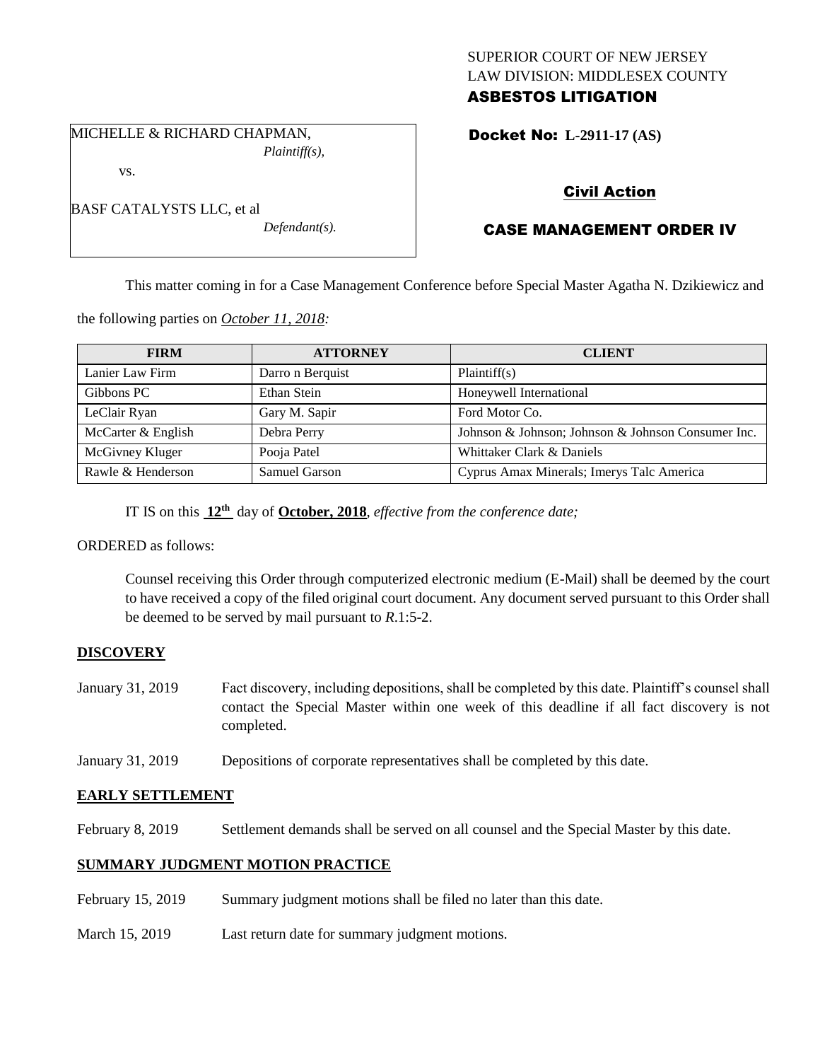SUPERIOR COURT OF NEW JERSEY
LAW DIVISION: MIDDLESEX COUNTY
**ASBESTOS LITIGATION**

MICHELLE & RICHARD CHAPMAN,
*Plaintiff(s),*

vs.

BASF CATALYSTS LLC, et al
*Defendant(s).*

**Docket No: L-2911-17 (AS)**

**Civil Action**

**CASE MANAGEMENT ORDER IV**

This matter coming in for a Case Management Conference before Special Master Agatha N. Dzikiewicz and the following parties on *October 11, 2018:*

| FIRM | ATTORNEY | CLIENT |
|---|---|---|
| Lanier Law Firm | Darro n Berquist | Plaintiff(s) |
| Gibbons PC | Ethan Stein | Honeywell International |
| LeClair Ryan | Gary M. Sapir | Ford Motor Co. |
| McCarter & English | Debra Perry | Johnson & Johnson; Johnson & Johnson Consumer Inc. |
| McGivney Kluger | Pooja Patel | Whittaker Clark & Daniels |
| Rawle & Henderson | Samuel Garson | Cyprus Amax Minerals; Imerys Talc America |

IT IS on this **12th** day of **October, 2018**, *effective from the conference date;*

ORDERED as follows:

Counsel receiving this Order through computerized electronic medium (E-Mail) shall be deemed by the court to have received a copy of the filed original court document. Any document served pursuant to this Order shall be deemed to be served by mail pursuant to *R*.1:5-2.

**DISCOVERY**

January 31, 2019 — Fact discovery, including depositions, shall be completed by this date. Plaintiff's counsel shall contact the Special Master within one week of this deadline if all fact discovery is not completed.

January 31, 2019 — Depositions of corporate representatives shall be completed by this date.

**EARLY SETTLEMENT**

February 8, 2019 — Settlement demands shall be served on all counsel and the Special Master by this date.

**SUMMARY JUDGMENT MOTION PRACTICE**

February 15, 2019 — Summary judgment motions shall be filed no later than this date.

March 15, 2019 — Last return date for summary judgment motions.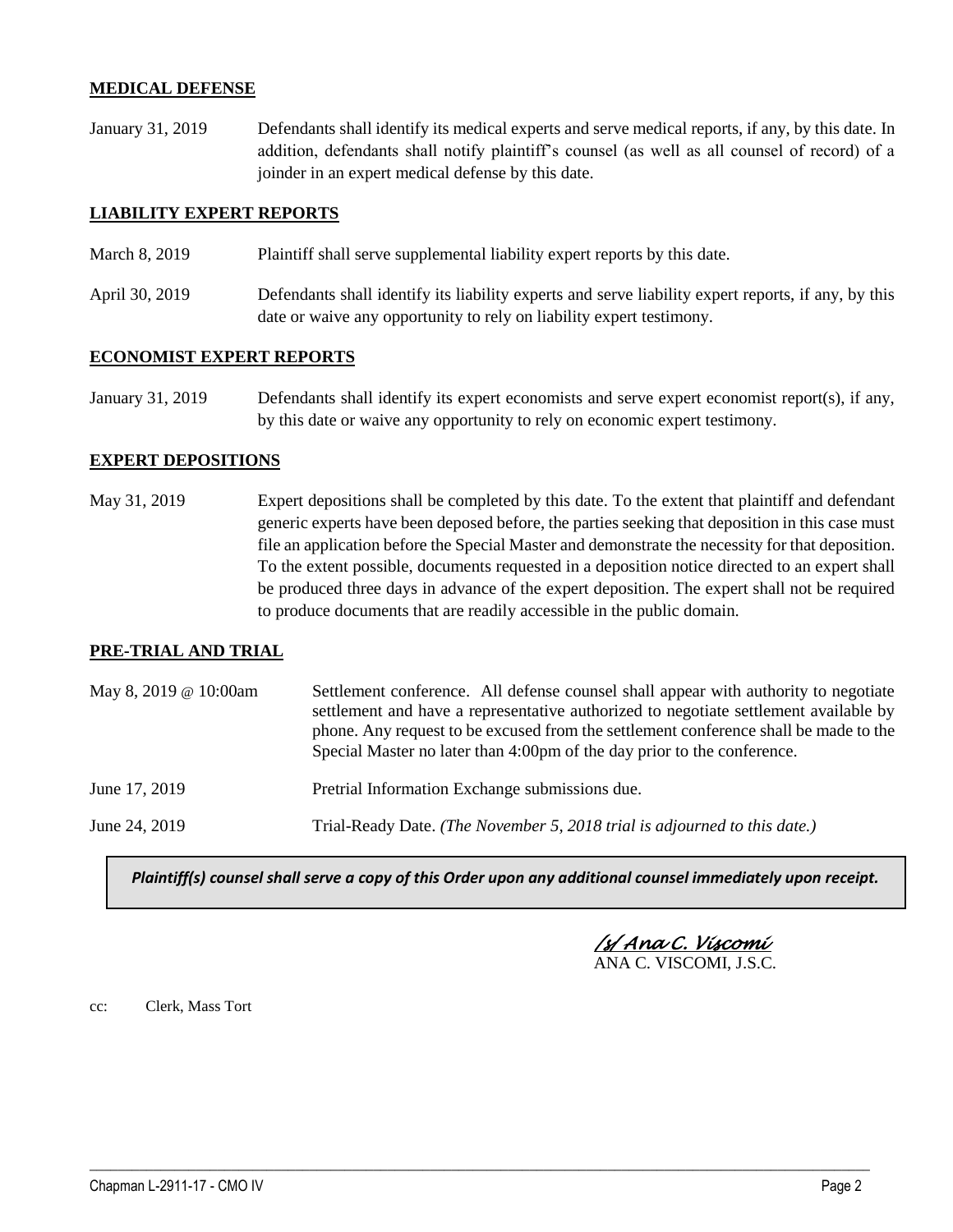**MEDICAL DEFENSE**

| | |
|---|---|
| January 31, 2019 | Defendants shall identify its medical experts and serve medical reports, if any, by this date. In addition, defendants shall notify plaintiff's counsel (as well as all counsel of record) of a joinder in an expert medical defense by this date. |

**LIABILITY EXPERT REPORTS**

| | |
|---|---|
| March 8, 2019 | Plaintiff shall serve supplemental liability expert reports by this date. |
| April 30, 2019 | Defendants shall identify its liability experts and serve liability expert reports, if any, by this date or waive any opportunity to rely on liability expert testimony. |

**ECONOMIST EXPERT REPORTS**

| | |
|---|---|
| January 31, 2019 | Defendants shall identify its expert economists and serve expert economist report(s), if any, by this date or waive any opportunity to rely on economic expert testimony. |

**EXPERT DEPOSITIONS**

| | |
|---|---|
| May 31, 2019 | Expert depositions shall be completed by this date. To the extent that plaintiff and defendant generic experts have been deposed before, the parties seeking that deposition in this case must file an application before the Special Master and demonstrate the necessity for that deposition. To the extent possible, documents requested in a deposition notice directed to an expert shall be produced three days in advance of the expert deposition. The expert shall not be required to produce documents that are readily accessible in the public domain. |

**PRE-TRIAL AND TRIAL**

| | |
|---|---|
| May 8, 2019 @ 10:00am | Settlement conference. All defense counsel shall appear with authority to negotiate settlement and have a representative authorized to negotiate settlement available by phone. Any request to be excused from the settlement conference shall be made to the Special Master no later than 4:00pm of the day prior to the conference. |
| June 17, 2019 | Pretrial Information Exchange submissions due. |
| June 24, 2019 | Trial-Ready Date. *(The November 5, 2018 trial is adjourned to this date.)* |

***Plaintiff(s) counsel shall serve a copy of this Order upon any additional counsel immediately upon receipt.***

*/s/ Ana C. Viscomi*
ANA C. VISCOMI, J.S.C.

cc: Clerk, Mass Tort